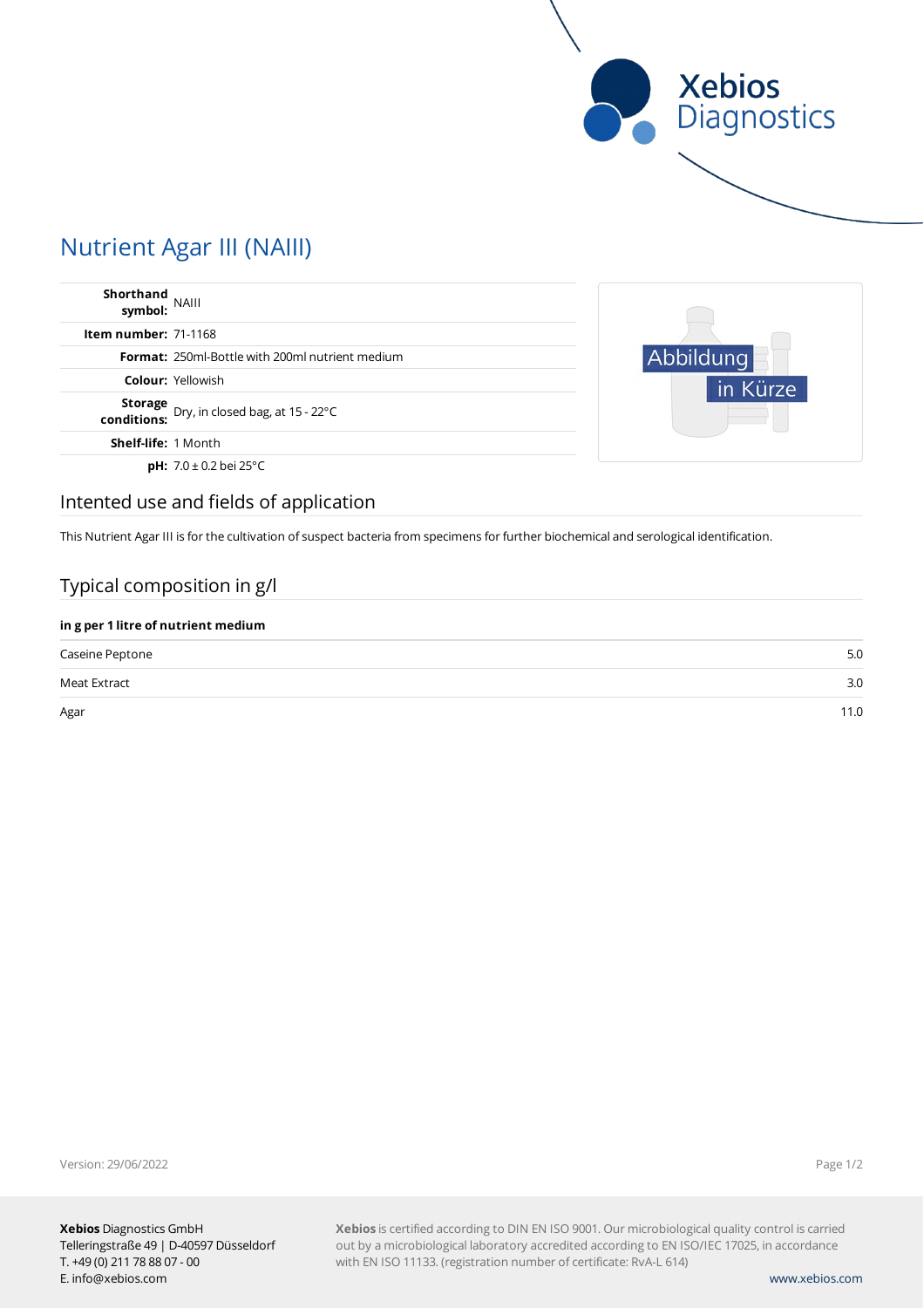# Nutrient Agar III (NAIII)

| | |
|---|---|
| **Shorthand symbol:** | NAIII |
| **Item number:** | 71-1168 |
| **Format:** | 250ml-Bottle with 200ml nutrient medium |
| **Colour:** | Yellowish |
| **Storage conditions:** | Dry, in closed bag, at 15 - 22°C |
| **Shelf-life:** | 1 Month |
| **pH:** | 7.0 ± 0.2 bei 25°C |

Abbildung in Kürze

## Intented use and fields of application

This Nutrient Agar III is for the cultivation of suspect bacteria from specimens for further biochemical and serological identification.

## Typical composition in g/l

| in g per 1 litre of nutrient medium | |
|---|---|
| Caseine Peptone | 5.0 |
| Meat Extract | 3.0 |
| Agar | 11.0 |

Version: 29/06/2022

**Xebios** Diagnostics GmbH
Telleringstraße 49 | D-40597 Düsseldorf
T. +49 (0) 211 78 88 07 - 00
E. info@xebios.com

**Xebios** is certified according to DIN EN ISO 9001. Our microbiological quality control is carried out by a microbiological laboratory accredited according to EN ISO/IEC 17025, in accordance with EN ISO 11133. (registration number of certificate: RvA-L 614)

www.xebios.com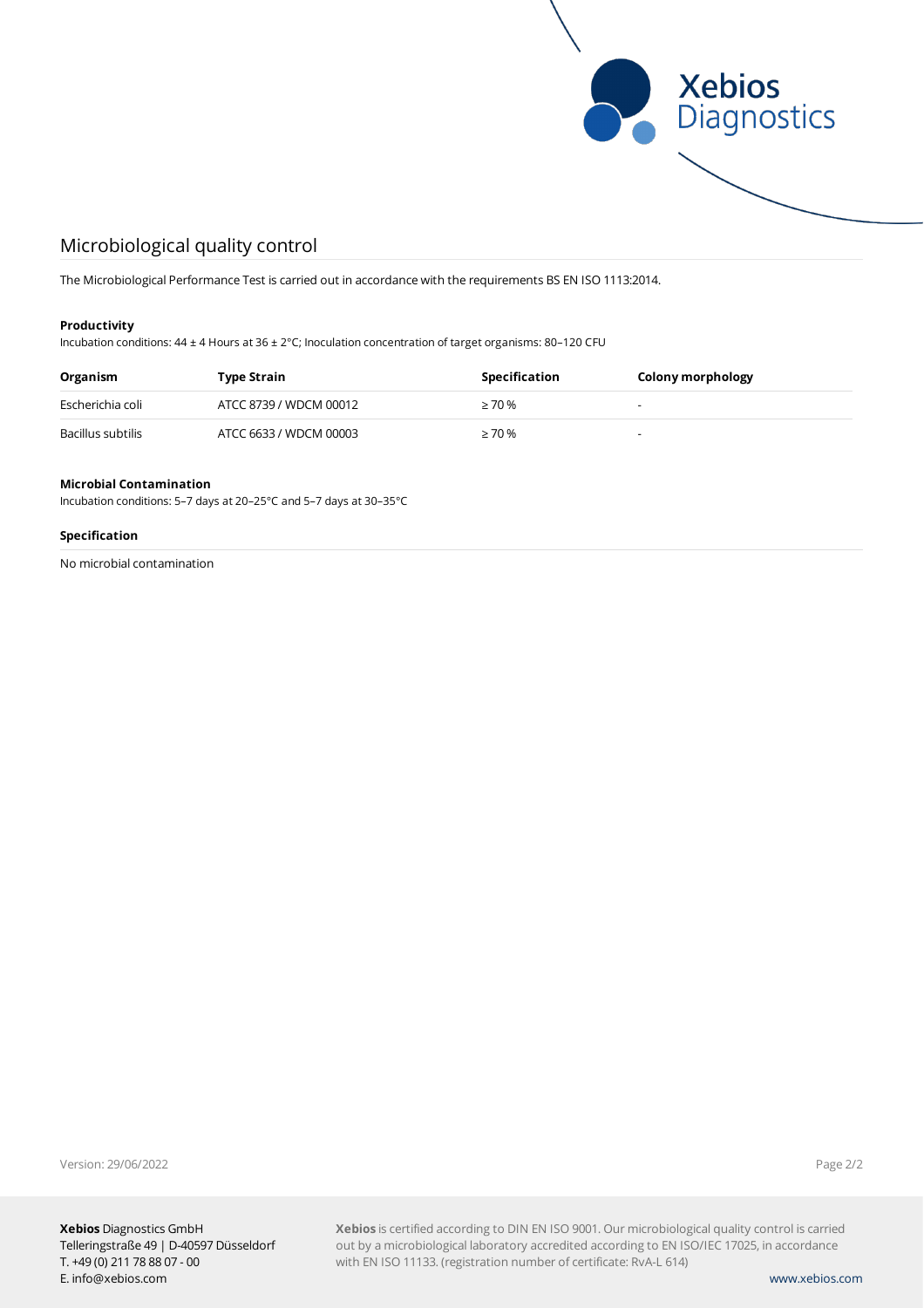## Microbiological quality control

The Microbiological Performance Test is carried out in accordance with the requirements BS EN ISO 1113:2014.

### Productivity

Incubation conditions: 44 ± 4 Hours at 36 ± 2°C; Inoculation concentration of target organisms: 80–120 CFU

| Organism | Type Strain | Specification | Colony morphology |
|---|---|---|---|
| Escherichia coli | ATCC 8739 / WDCM 00012 | ≥ 70 % | - |
| Bacillus subtilis | ATCC 6633 / WDCM 00003 | ≥ 70 % | - |

### Microbial Contamination

Incubation conditions: 5–7 days at 20–25°C and 5–7 days at 30–35°C

### Specification

No microbial contamination

Version: 29/06/2022

**Xebios** Diagnostics GmbH
Telleringstraße 49 | D-40597 Düsseldorf
T. +49 (0) 211 78 88 07 - 00
E. info@xebios.com

**Xebios** is certified according to DIN EN ISO 9001. Our microbiological quality control is carried out by a microbiological laboratory accredited according to EN ISO/IEC 17025, in accordance with EN ISO 11133. (registration number of certificate: RvA-L 614)

www.xebios.com